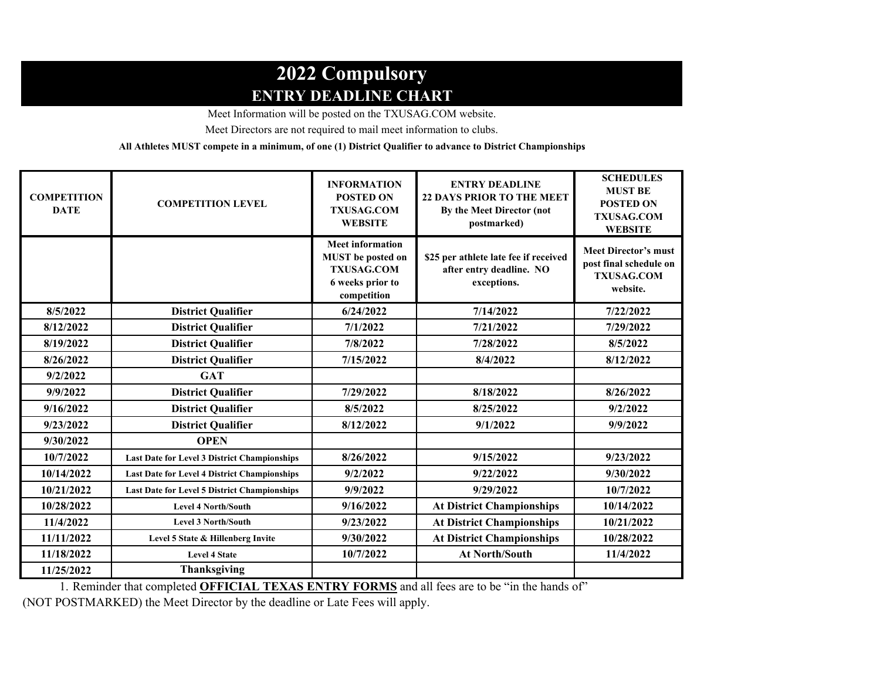# 2022 Compulsory

## ENTRY DEADLINE CHART

Meet Information will be posted on the TXUSAG.COM website.

Meet Directors are not required to mail meet information to clubs.

**All Athletes MUST compete in a minimum, of one (1) District Qualifier to advance to District Championships**

| COMPETITION DATE | COMPETITION LEVEL | INFORMATION POSTED ON TXUSAG.COM WEBSITE | ENTRY DEADLINE 22 DAYS PRIOR TO THE MEET By the Meet Director (not postmarked) | SCHEDULES MUST BE POSTED ON TXUSAG.COM WEBSITE |
|---|---|---|---|---|
| | | Meet information MUST be posted on TXUSAG.COM 6 weeks prior to competition | $25 per athlete late fee if received after entry deadline. NO exceptions. | Meet Director's must post final schedule on TXUSAG.COM website. |
| 8/5/2022 | District Qualifier | 6/24/2022 | 7/14/2022 | 7/22/2022 |
| 8/12/2022 | District Qualifier | 7/1/2022 | 7/21/2022 | 7/29/2022 |
| 8/19/2022 | District Qualifier | 7/8/2022 | 7/28/2022 | 8/5/2022 |
| 8/26/2022 | District Qualifier | 7/15/2022 | 8/4/2022 | 8/12/2022 |
| 9/2/2022 | GAT | | | |
| 9/9/2022 | District Qualifier | 7/29/2022 | 8/18/2022 | 8/26/2022 |
| 9/16/2022 | District Qualifier | 8/5/2022 | 8/25/2022 | 9/2/2022 |
| 9/23/2022 | District Qualifier | 8/12/2022 | 9/1/2022 | 9/9/2022 |
| 9/30/2022 | OPEN | | | |
| 10/7/2022 | Last Date for Level 3 District Championships | 8/26/2022 | 9/15/2022 | 9/23/2022 |
| 10/14/2022 | Last Date for Level 4 District Championships | 9/2/2022 | 9/22/2022 | 9/30/2022 |
| 10/21/2022 | Last Date for Level 5 District Championships | 9/9/2022 | 9/29/2022 | 10/7/2022 |
| 10/28/2022 | Level 4 North/South | 9/16/2022 | At District Championships | 10/14/2022 |
| 11/4/2022 | Level 3 North/South | 9/23/2022 | At District Championships | 10/21/2022 |
| 11/11/2022 | Level 5 State & Hillenberg Invite | 9/30/2022 | At District Championships | 10/28/2022 |
| 11/18/2022 | Level 4 State | 10/7/2022 | At North/South | 11/4/2022 |
| 11/25/2022 | Thanksgiving | | | |

1. Reminder that completed **OFFICIAL TEXAS ENTRY FORMS** and all fees are to be "in the hands of" (NOT POSTMARKED) the Meet Director by the deadline or Late Fees will apply.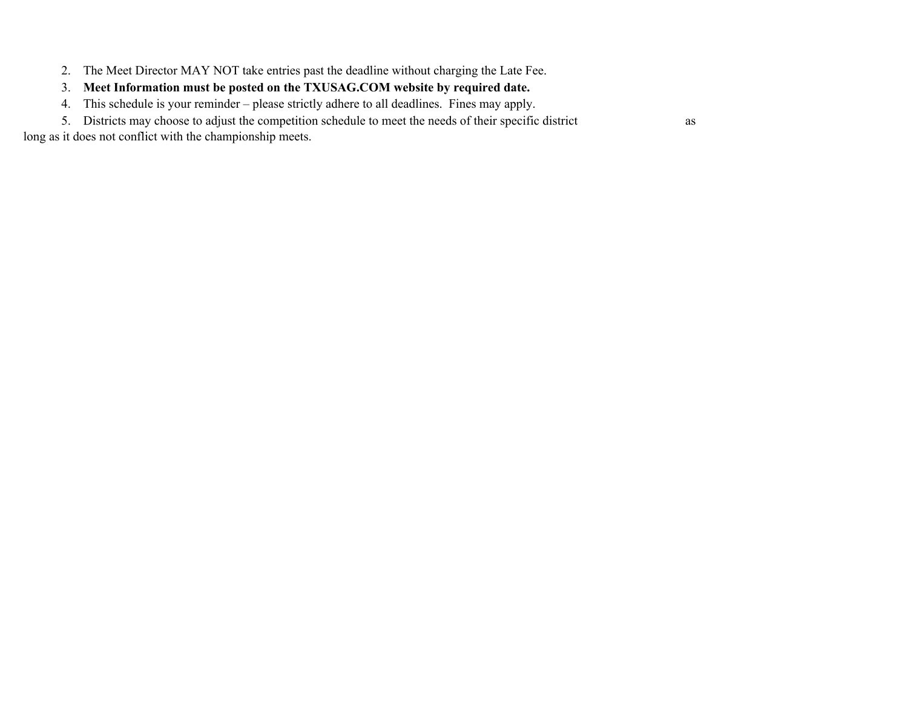2. The Meet Director MAY NOT take entries past the deadline without charging the Late Fee.
3. **Meet Information must be posted on the TXUSAG.COM website by required date.**
4. This schedule is your reminder – please strictly adhere to all deadlines. Fines may apply.
5. Districts may choose to adjust the competition schedule to meet the needs of their specific district as long as it does not conflict with the championship meets.